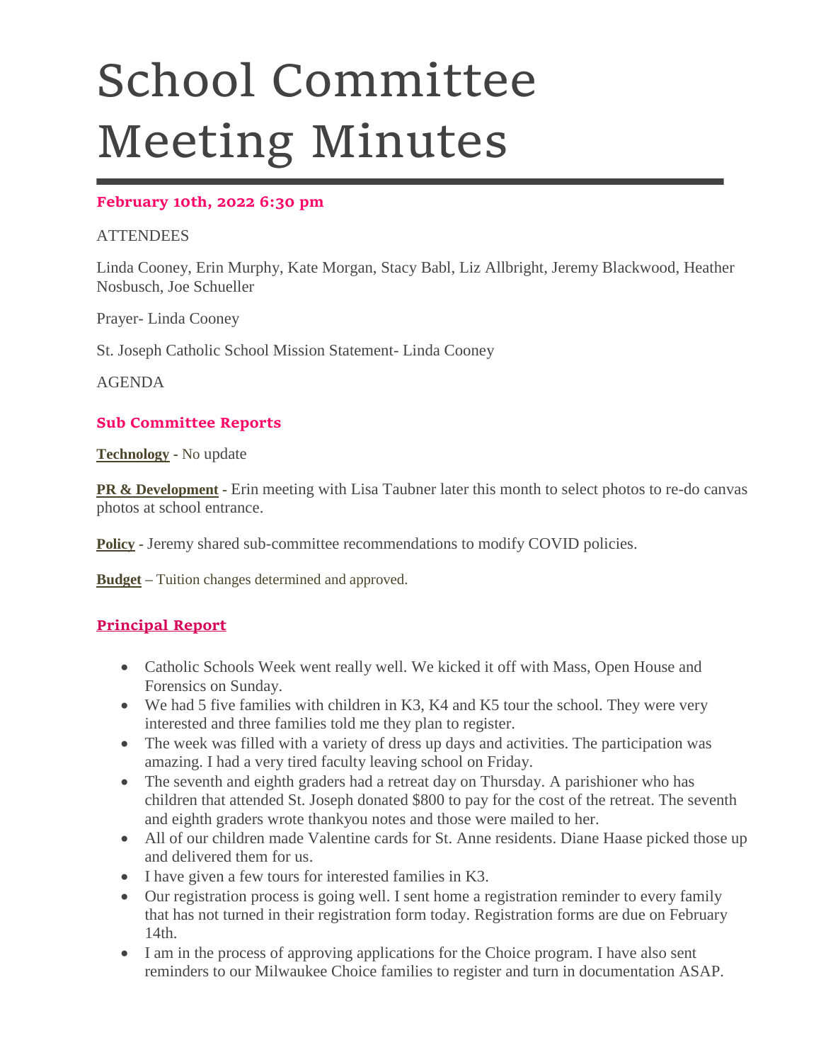# School Committee Meeting Minutes

### February 10th, 2022 6:30 pm

ATTENDEES

Linda Cooney, Erin Murphy, Kate Morgan, Stacy Babl, Liz Allbright, Jeremy Blackwood, Heather Nosbusch, Joe Schueller

Prayer- Linda Cooney

St. Joseph Catholic School Mission Statement- Linda Cooney

AGENDA

### Sub Committee Reports

**Technology** - No update

**PR & Development** - Erin meeting with Lisa Taubner later this month to select photos to re-do canvas photos at school entrance.

**Policy** - Jeremy shared sub-committee recommendations to modify COVID policies.

**Budget** – Tuition changes determined and approved.

### Principal Report

- Catholic Schools Week went really well. We kicked it off with Mass, Open House and Forensics on Sunday.
- We had 5 five families with children in K3, K4 and K5 tour the school. They were very interested and three families told me they plan to register.
- The week was filled with a variety of dress up days and activities. The participation was amazing. I had a very tired faculty leaving school on Friday.
- The seventh and eighth graders had a retreat day on Thursday. A parishioner who has children that attended St. Joseph donated $800 to pay for the cost of the retreat. The seventh and eighth graders wrote thankyou notes and those were mailed to her.
- All of our children made Valentine cards for St. Anne residents. Diane Haase picked those up and delivered them for us.
- I have given a few tours for interested families in K3.
- Our registration process is going well. I sent home a registration reminder to every family that has not turned in their registration form today. Registration forms are due on February 14th.
- I am in the process of approving applications for the Choice program. I have also sent reminders to our Milwaukee Choice families to register and turn in documentation ASAP.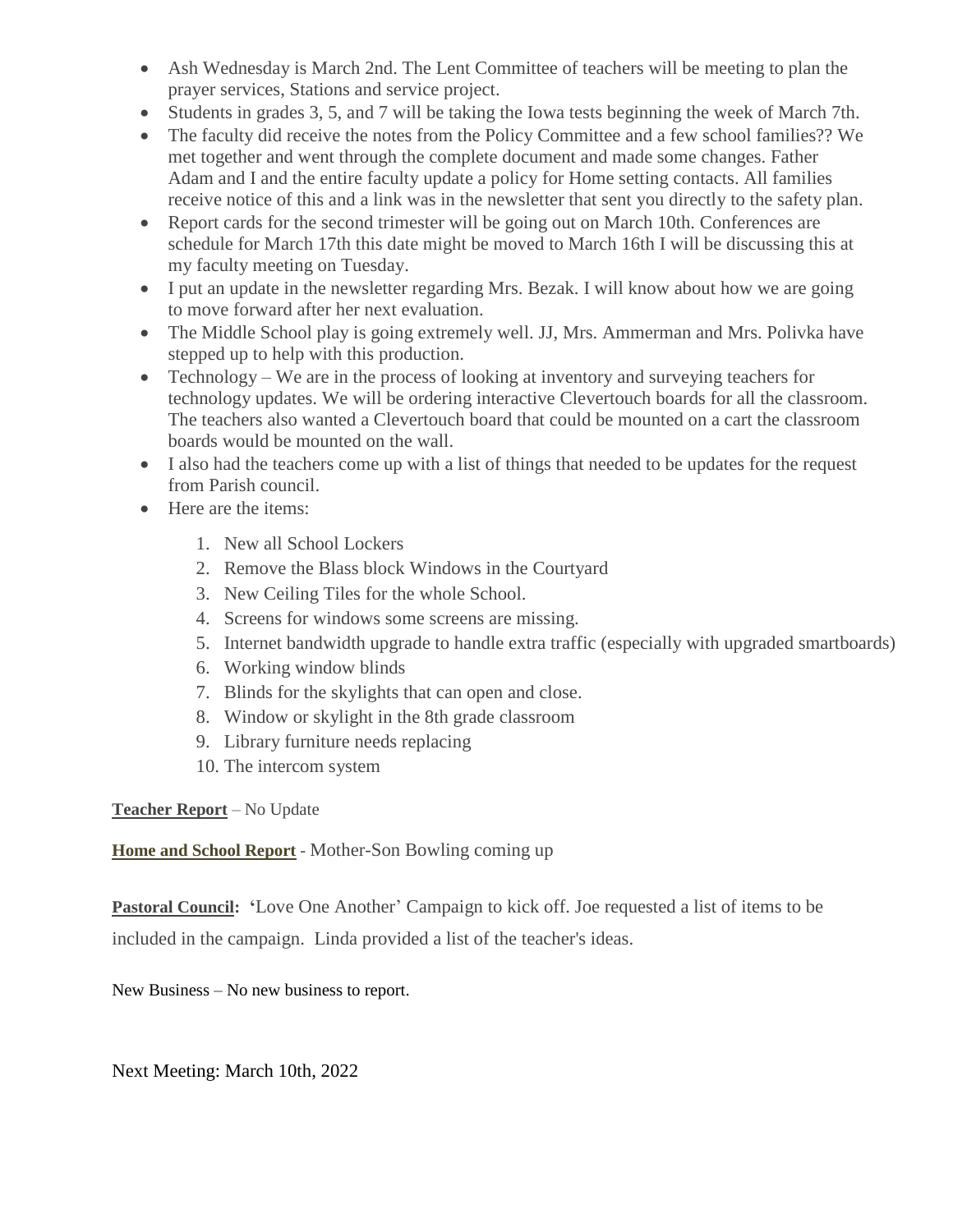- Ash Wednesday is March 2nd. The Lent Committee of teachers will be meeting to plan the prayer services, Stations and service project.
- Students in grades 3, 5, and 7 will be taking the Iowa tests beginning the week of March 7th.
- The faculty did receive the notes from the Policy Committee and a few school families?? We met together and went through the complete document and made some changes. Father Adam and I and the entire faculty update a policy for Home setting contacts. All families receive notice of this and a link was in the newsletter that sent you directly to the safety plan.
- Report cards for the second trimester will be going out on March 10th. Conferences are schedule for March 17th this date might be moved to March 16th I will be discussing this at my faculty meeting on Tuesday.
- I put an update in the newsletter regarding Mrs. Bezak. I will know about how we are going to move forward after her next evaluation.
- The Middle School play is going extremely well. JJ, Mrs. Ammerman and Mrs. Polivka have stepped up to help with this production.
- Technology – We are in the process of looking at inventory and surveying teachers for technology updates. We will be ordering interactive Clevertouch boards for all the classroom. The teachers also wanted a Clevertouch board that could be mounted on a cart the classroom boards would be mounted on the wall.
- I also had the teachers come up with a list of things that needed to be updates for the request from Parish council.
- Here are the items:

  1. New all School Lockers
  2. Remove the Blass block Windows in the Courtyard
  3. New Ceiling Tiles for the whole School.
  4. Screens for windows some screens are missing.
  5. Internet bandwidth upgrade to handle extra traffic (especially with upgraded smartboards)
  6. Working window blinds
  7. Blinds for the skylights that can open and close.
  8. Window or skylight in the 8th grade classroom
  9. Library furniture needs replacing
  10. The intercom system

**Teacher Report** – No Update

**Home and School Report** - Mother-Son Bowling coming up

**Pastoral Council:** 'Love One Another' Campaign to kick off. Joe requested a list of items to be included in the campaign. Linda provided a list of the teacher's ideas.

New Business – No new business to report.

Next Meeting: March 10th, 2022